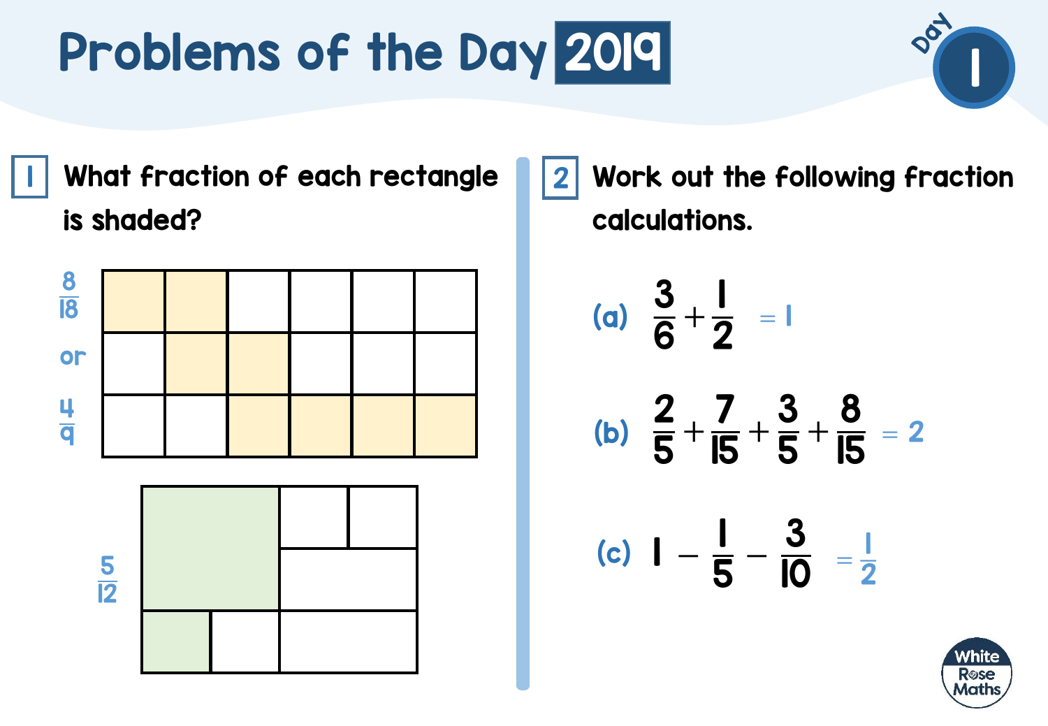# Problems of the Day 2019

Day 1

**1** What fraction of each rectangle is shaded?

$\frac{8}{18}$ or $\frac{4}{9}$

$\frac{5}{12}$

**2** Work out the following fraction calculations.

(a) $\frac{3}{6} + \frac{1}{2}$ $= 1$

(b) $\frac{2}{5} + \frac{7}{15} + \frac{3}{5} + \frac{8}{15}$ $= 2$

(c) $1 - \frac{1}{5} - \frac{3}{10}$ $= \frac{1}{2}$

White Rose Maths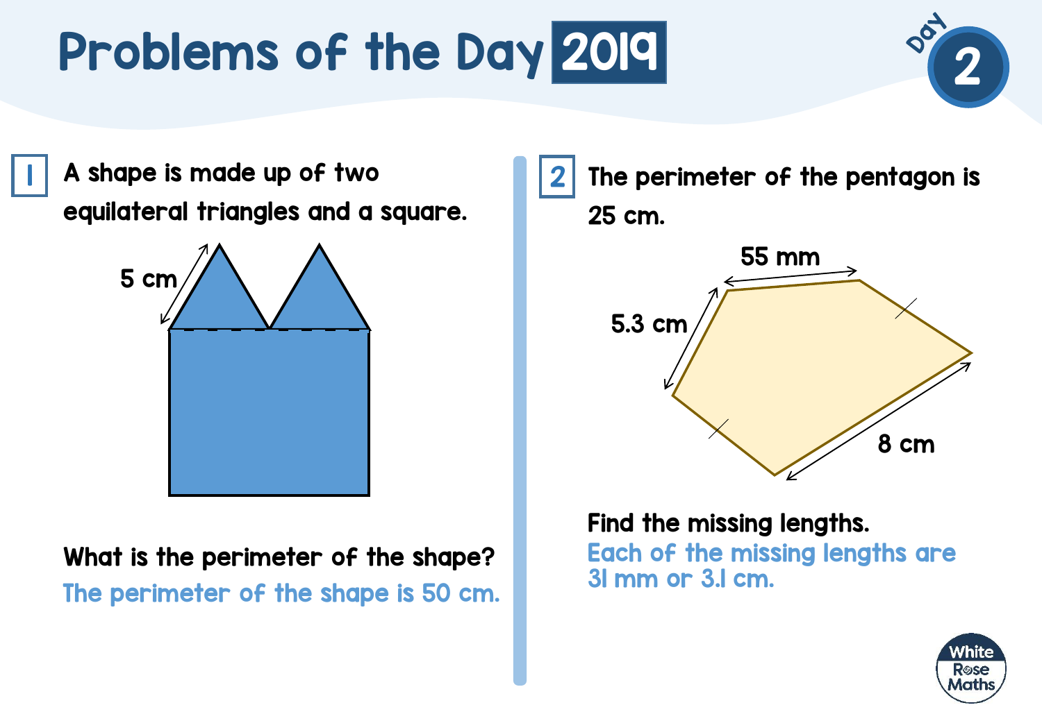# Problems of the Day 2019

Day 2

## 1

A shape is made up of two equilateral triangles and a square.

5 cm

What is the perimeter of the shape?

The perimeter of the shape is 50 cm.

## 2

The perimeter of the pentagon is 25 cm.

55 mm

5.3 cm

8 cm

Find the missing lengths.

Each of the missing lengths are 31 mm or 3.1 cm.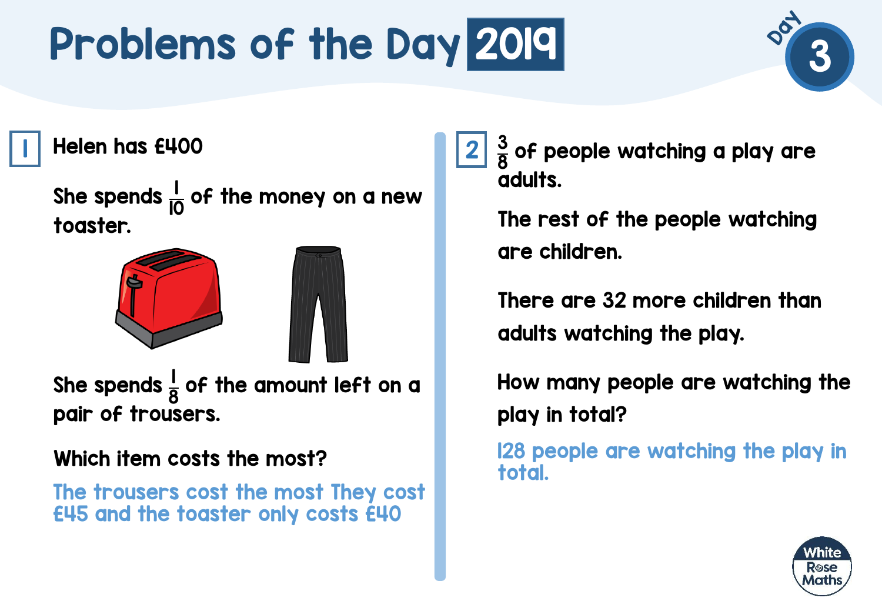# Problems of the Day 2019

Day 3

## 1

Helen has £400

She spends $\frac{1}{10}$ of the money on a new toaster.

She spends $\frac{1}{8}$ of the amount left on a pair of trousers.

Which item costs the most?

The trousers cost the most They cost £45 and the toaster only costs £40

## 2

$\frac{3}{8}$ of people watching a play are adults.

The rest of the people watching are children.

There are 32 more children than adults watching the play.

How many people are watching the play in total?

128 people are watching the play in total.

White Rose Maths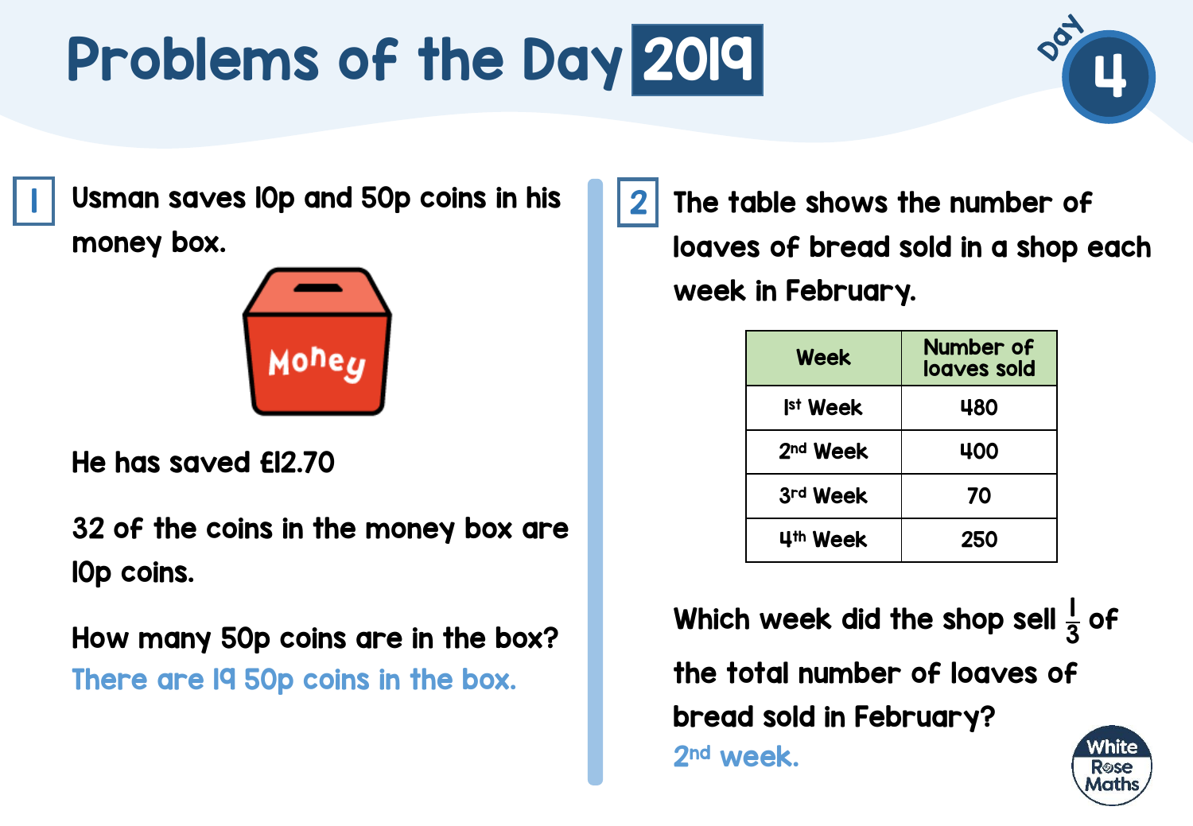# Problems of the Day 2019

Day 4

**1** Usman saves 10p and 50p coins in his money box.

He has saved £12.70

32 of the coins in the money box are 10p coins.

How many 50p coins are in the box?

There are 19 50p coins in the box.

**2** The table shows the number of loaves of bread sold in a shop each week in February.

| Week | Number of loaves sold |
|---|---|
| 1st Week | 480 |
| 2nd Week | 400 |
| 3rd Week | 70 |
| 4th Week | 250 |

Which week did the shop sell $\frac{1}{3}$ of the total number of loaves of bread sold in February?

2nd week.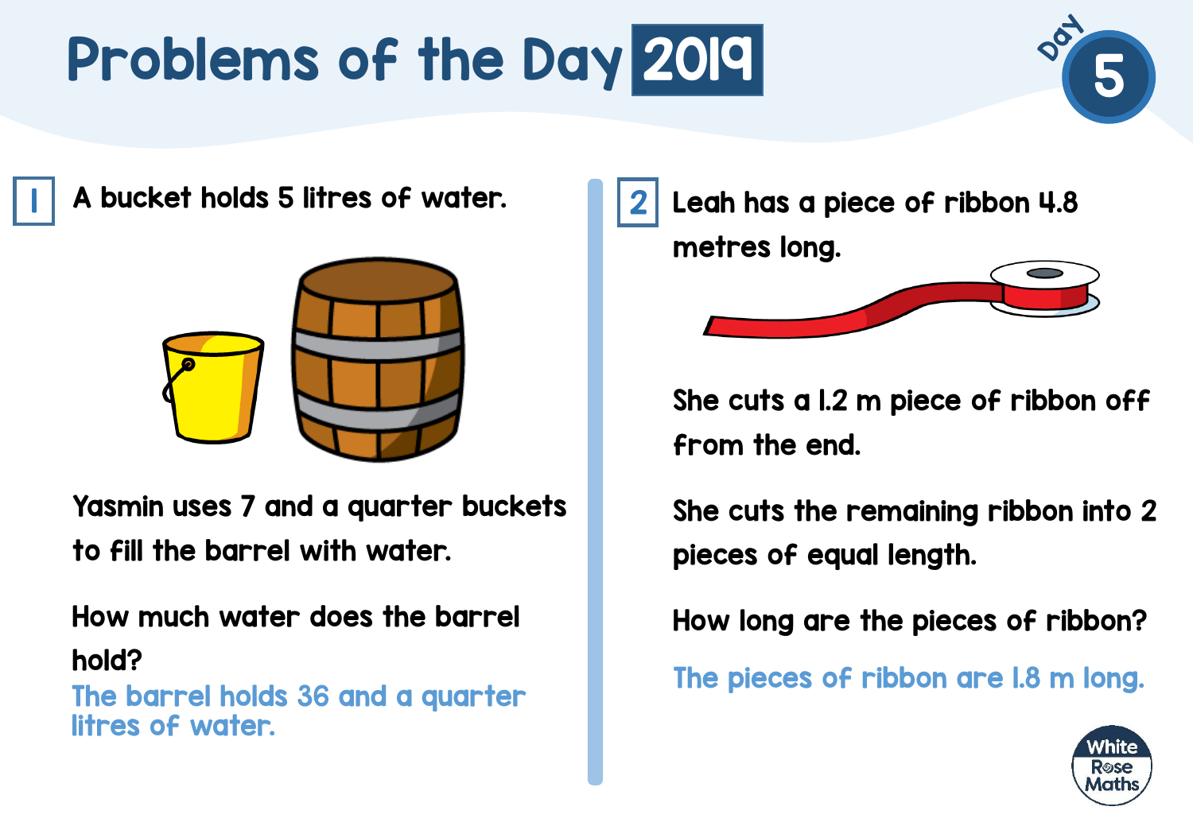# Problems of the Day 2019

Day 5

## 1

A bucket holds 5 litres of water.

Yasmin uses 7 and a quarter buckets to fill the barrel with water.

How much water does the barrel hold?

The barrel holds 36 and a quarter litres of water.

## 2

Leah has a piece of ribbon 4.8 metres long.

She cuts a 1.2 m piece of ribbon off from the end.

She cuts the remaining ribbon into 2 pieces of equal length.

How long are the pieces of ribbon?

The pieces of ribbon are 1.8 m long.

White Rose Maths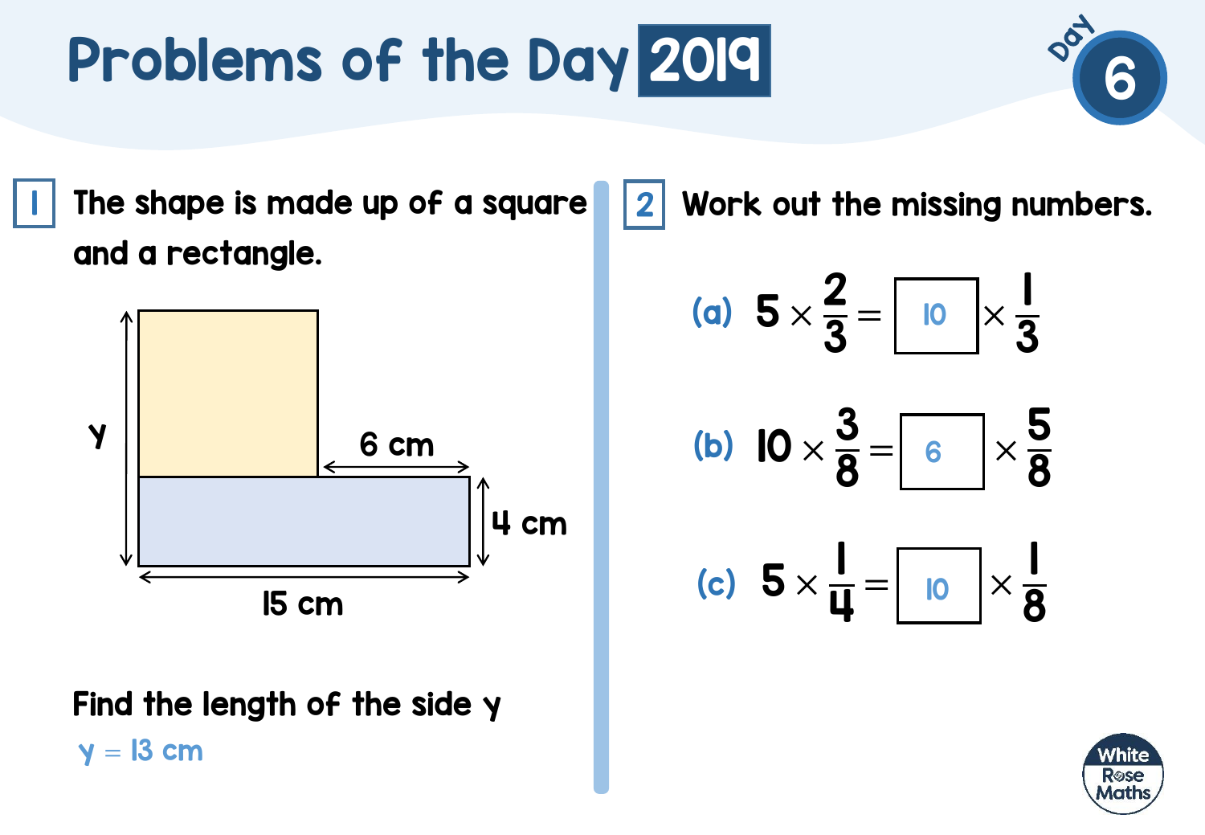# Problems of the Day 2019

Day 6

## 1

The shape is made up of a square and a rectangle.

y

6 cm

4 cm

15 cm

Find the length of the side y

y = 13 cm

## 2

Work out the missing numbers.

(a) $5 \times \frac{2}{3} = \boxed{10} \times \frac{1}{3}$

(b) $10 \times \frac{3}{8} = \boxed{6} \times \frac{5}{8}$

(c) $5 \times \frac{1}{4} = \boxed{10} \times \frac{1}{8}$

White Rose Maths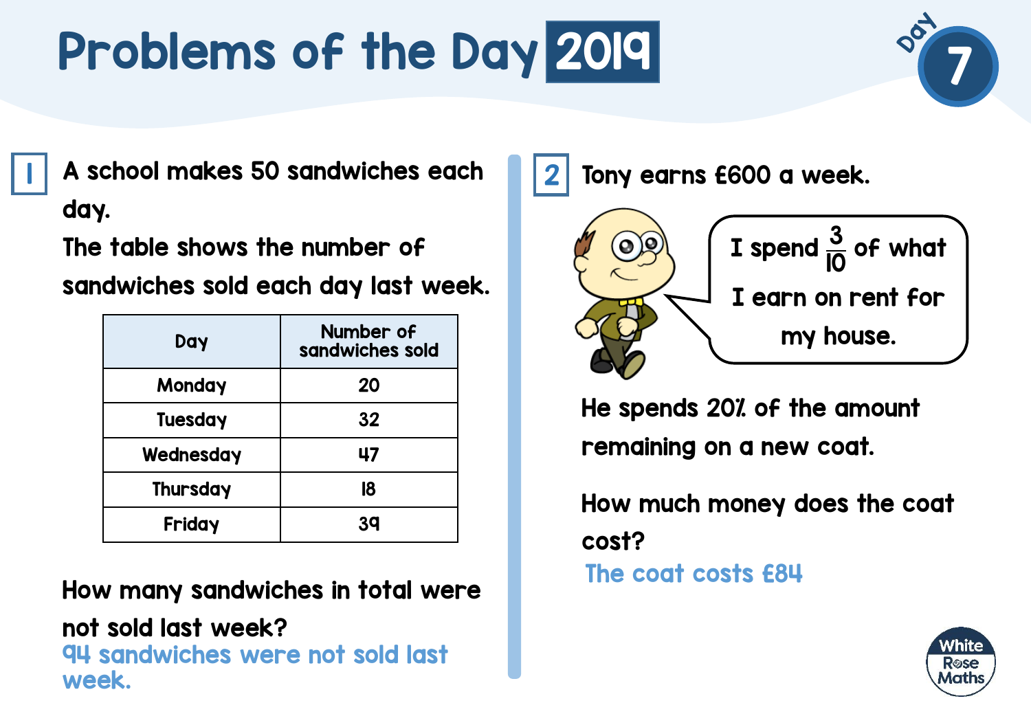# Problems of the Day 2019

Day 7

## 1

A school makes 50 sandwiches each day.

The table shows the number of sandwiches sold each day last week.

| Day | Number of sandwiches sold |
|---|---|
| Monday | 20 |
| Tuesday | 32 |
| Wednesday | 47 |
| Thursday | 18 |
| Friday | 39 |

How many sandwiches in total were not sold last week?

94 sandwiches were not sold last week.

## 2

Tony earns £600 a week.

I spend $\frac{3}{10}$ of what I earn on rent for my house.

He spends 20% of the amount remaining on a new coat.

How much money does the coat cost?

The coat costs £84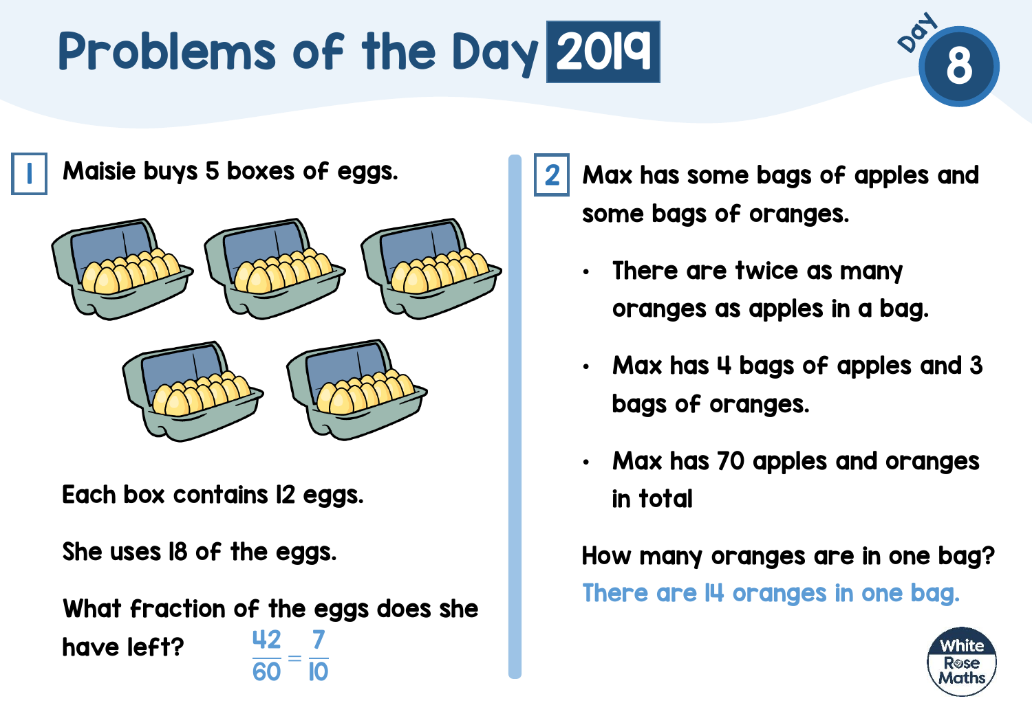# Problems of the Day 2019

Day 8

**1** Maisie buys 5 boxes of eggs.

Each box contains 12 eggs.

She uses 18 of the eggs.

What fraction of the eggs does she have left? $\frac{42}{60} = \frac{7}{10}$

**2** Max has some bags of apples and some bags of oranges.

- There are twice as many oranges as apples in a bag.
- Max has 4 bags of apples and 3 bags of oranges.
- Max has 70 apples and oranges in total

How many oranges are in one bag?

There are 14 oranges in one bag.

White Rose Maths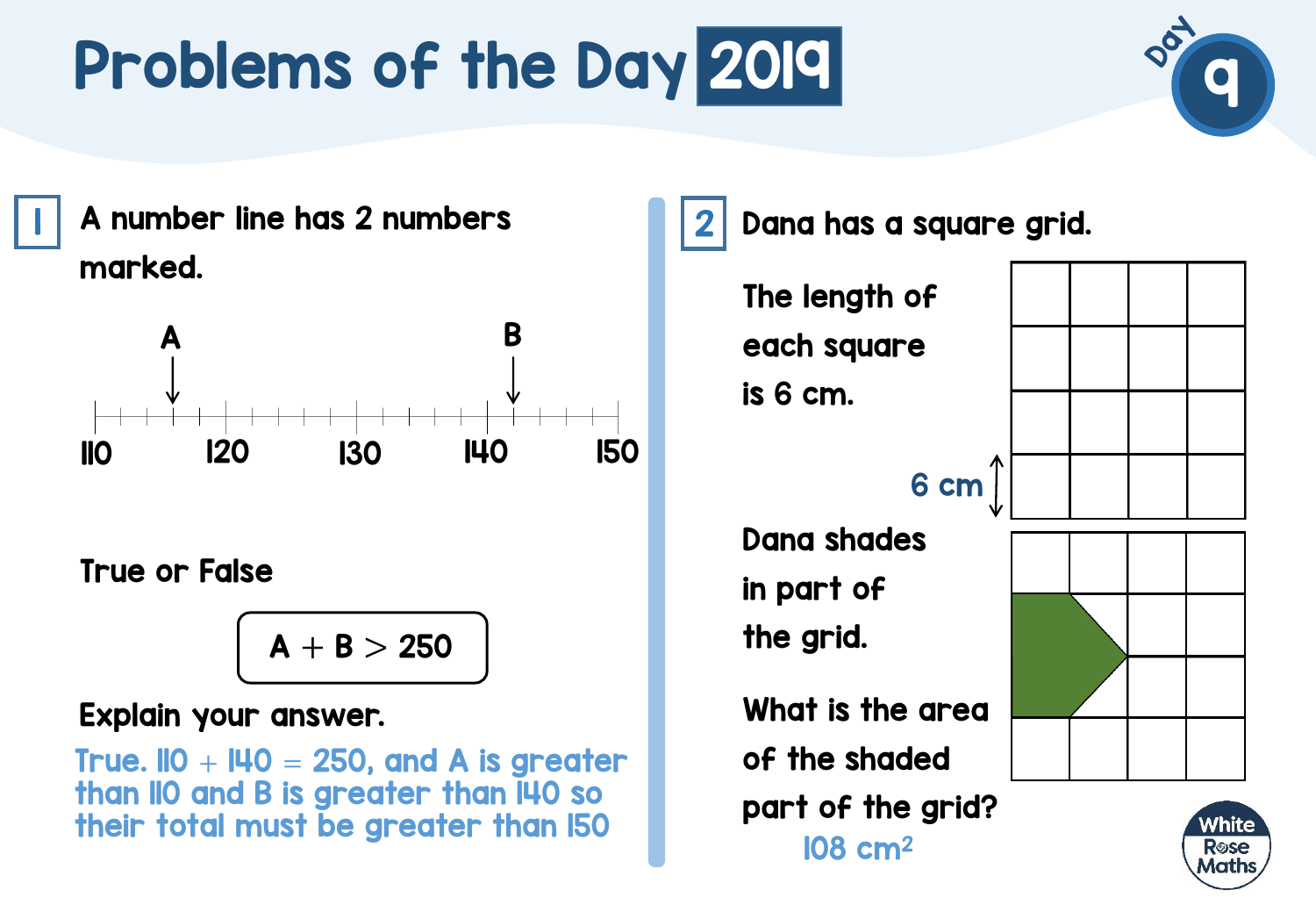# Problems of the Day 2019

Day 9

## 1

A number line has 2 numbers marked.

A, B (number line from 110 to 150, with labels 110, 120, 130, 140, 150)

True or False

A + B > 250

Explain your answer.

True. 110 + 140 = 250, and A is greater than 110 and B is greater than 140 so their total must be greater than 150

## 2

Dana has a square grid.

The length of each square is 6 cm.

6 cm

Dana shades in part of the grid.

What is the area of the shaded part of the grid?

108 cm$^2$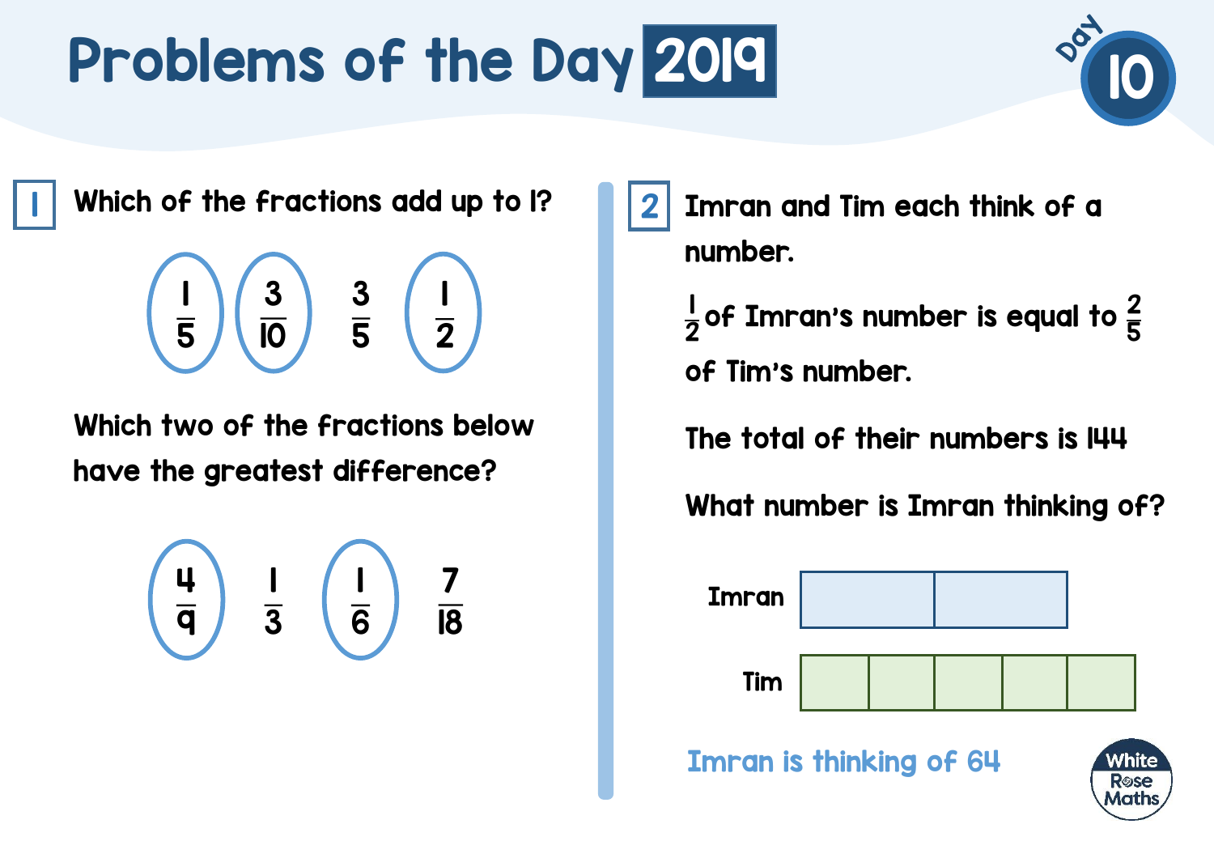# Problems of the Day 2019

Day 10

## 1

Which of the fractions add up to 1?

$\frac{1}{5}$ (circled)   $\frac{3}{10}$ (circled)   $\frac{3}{5}$   $\frac{1}{2}$ (circled)

Which two of the fractions below have the greatest difference?

$\frac{4}{9}$ (circled)   $\frac{1}{3}$   $\frac{1}{6}$ (circled)   $\frac{7}{18}$

## 2

Imran and Tim each think of a number.

$\frac{1}{2}$ of Imran's number is equal to $\frac{2}{5}$ of Tim's number.

The total of their numbers is 144

What number is Imran thinking of?

Imran: bar model with 2 equal parts

Tim: bar model with 5 equal parts

Imran is thinking of 64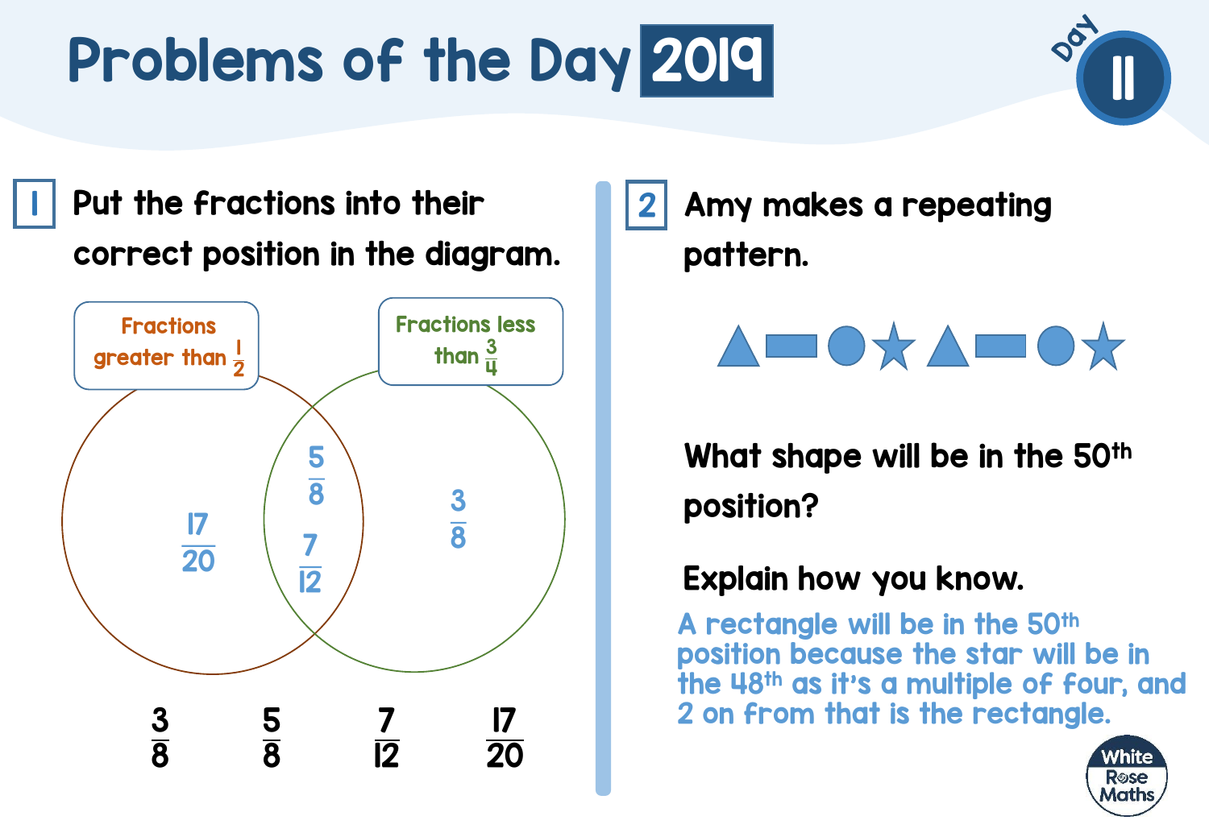# Problems of the Day 2019

Day 11

## 1

Put the fractions into their correct position in the diagram.

Fractions greater than $\frac{1}{2}$

Fractions less than $\frac{3}{4}$

- Fractions greater than $\frac{1}{2}$ only: $\frac{17}{20}$
- Both: $\frac{5}{8}$, $\frac{7}{12}$
- Fractions less than $\frac{3}{4}$ only: $\frac{3}{8}$

$\frac{3}{8}$ $\quad \frac{5}{8}$ $\quad \frac{7}{12}$ $\quad \frac{17}{20}$

## 2

Amy makes a repeating pattern.

▲ ▬ ● ★ ▲ ▬ ● ★

What shape will be in the 50th position?

Explain how you know.

A rectangle will be in the 50th position because the star will be in the 48th as it's a multiple of four, and 2 on from that is the rectangle.

White Rose Maths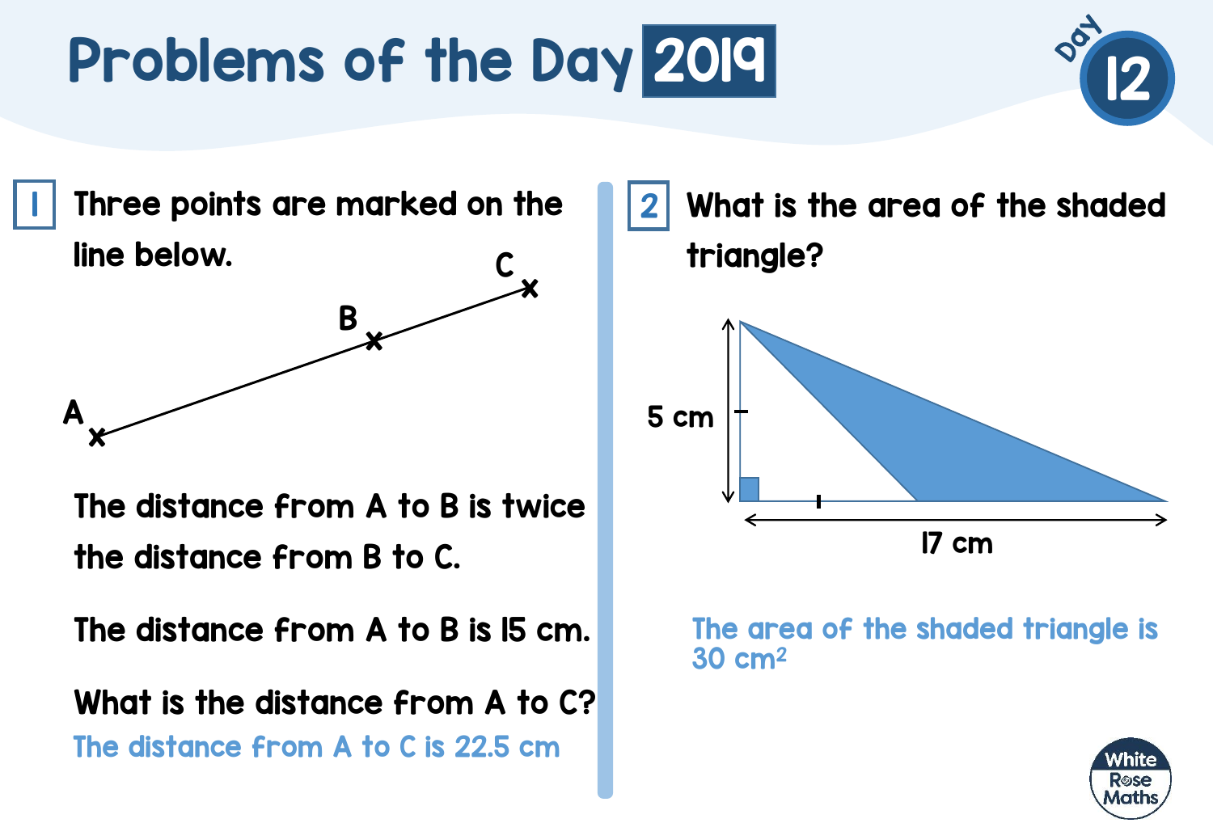# Problems of the Day 2019

Day 12

**1** Three points are marked on the line below.

The distance from A to B is twice the distance from B to C.

The distance from A to B is 15 cm.

What is the distance from A to C?

The distance from A to C is 22.5 cm

**2** What is the area of the shaded triangle?

5 cm

17 cm

The area of the shaded triangle is 30 $cm^2$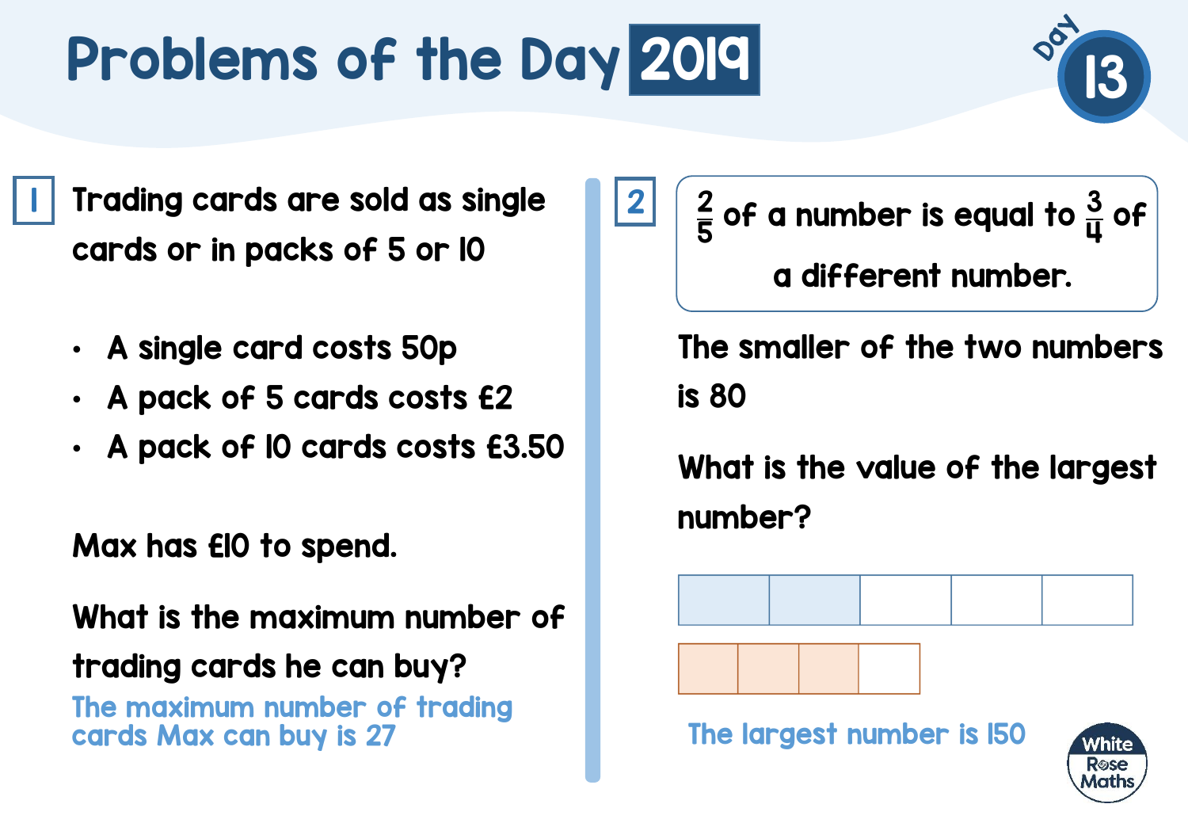# Problems of the Day 2019

Day 13

## 1

Trading cards are sold as single cards or in packs of 5 or 10

- A single card costs 50p
- A pack of 5 cards costs £2
- A pack of 10 cards costs £3.50

Max has £10 to spend.

What is the maximum number of trading cards he can buy?

The maximum number of trading cards Max can buy is 27

## 2

$\frac{2}{5}$ of a number is equal to $\frac{3}{4}$ of a different number.

The smaller of the two numbers is 80

What is the value of the largest number?

The largest number is 150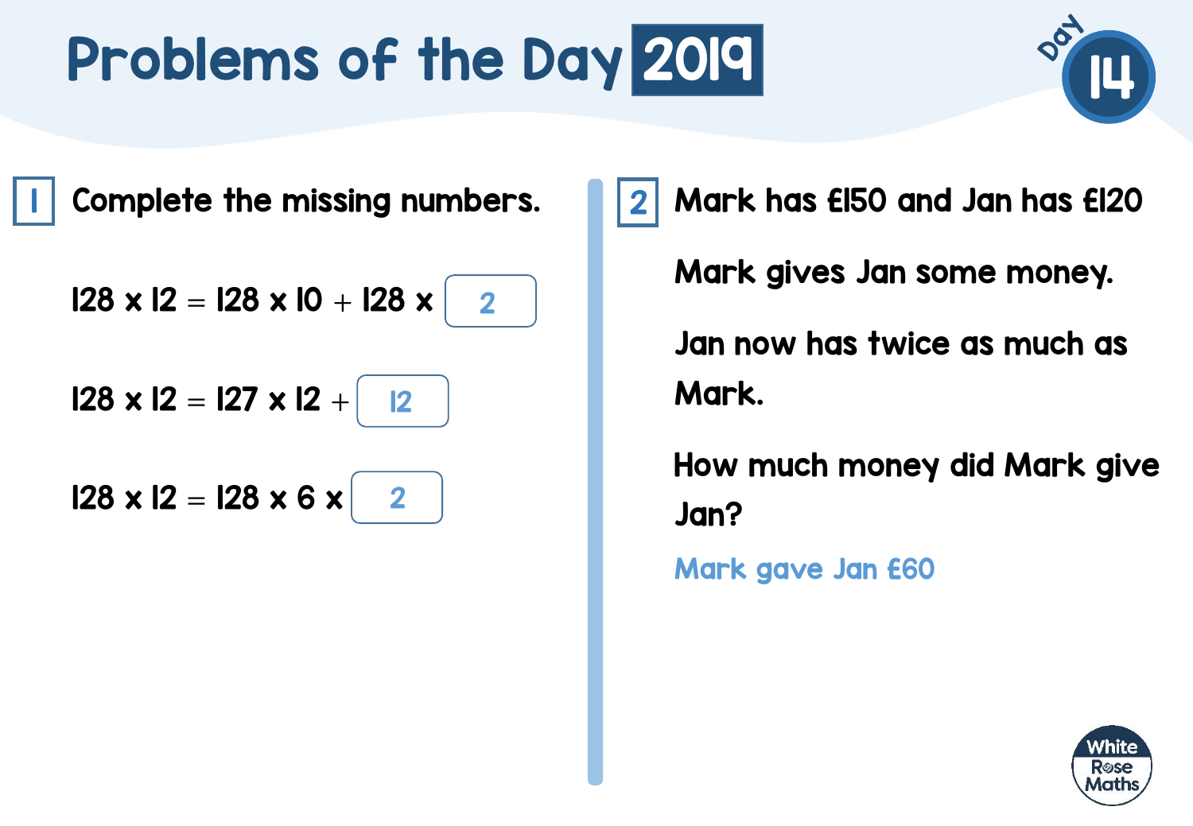# Problems of the Day 2019

Day 14

**1** Complete the missing numbers.

$128 \times 12 = 128 \times 10 + 128 \times$ 2

$128 \times 12 = 127 \times 12 +$ 12

$128 \times 12 = 128 \times 6 \times$ 2

**2** Mark has £150 and Jan has £120

Mark gives Jan some money.

Jan now has twice as much as Mark.

How much money did Mark give Jan?

Mark gave Jan £60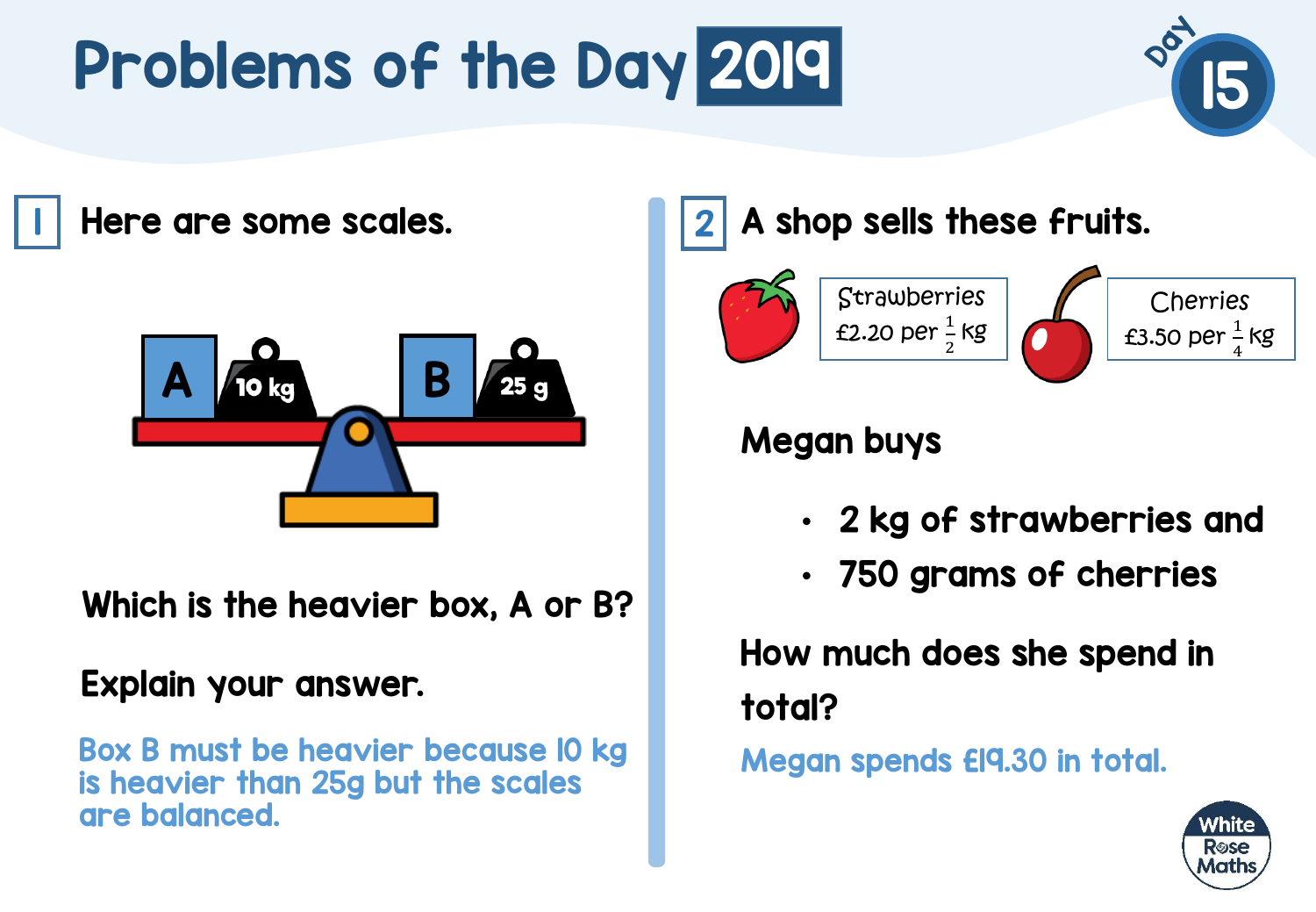# Problems of the Day 2019

Day 15

## 1

Here are some scales.

A | 10 kg — B | 25 g

Which is the heavier box, A or B?

Explain your answer.

Box B must be heavier because 10 kg is heavier than 25g but the scales are balanced.

## 2

A shop sells these fruits.

Strawberries £2.20 per $\frac{1}{2}$ kg

Cherries £3.50 per $\frac{1}{4}$ kg

Megan buys

- 2 kg of strawberries and
- 750 grams of cherries

How much does she spend in total?

Megan spends £19.30 in total.

White Rose Maths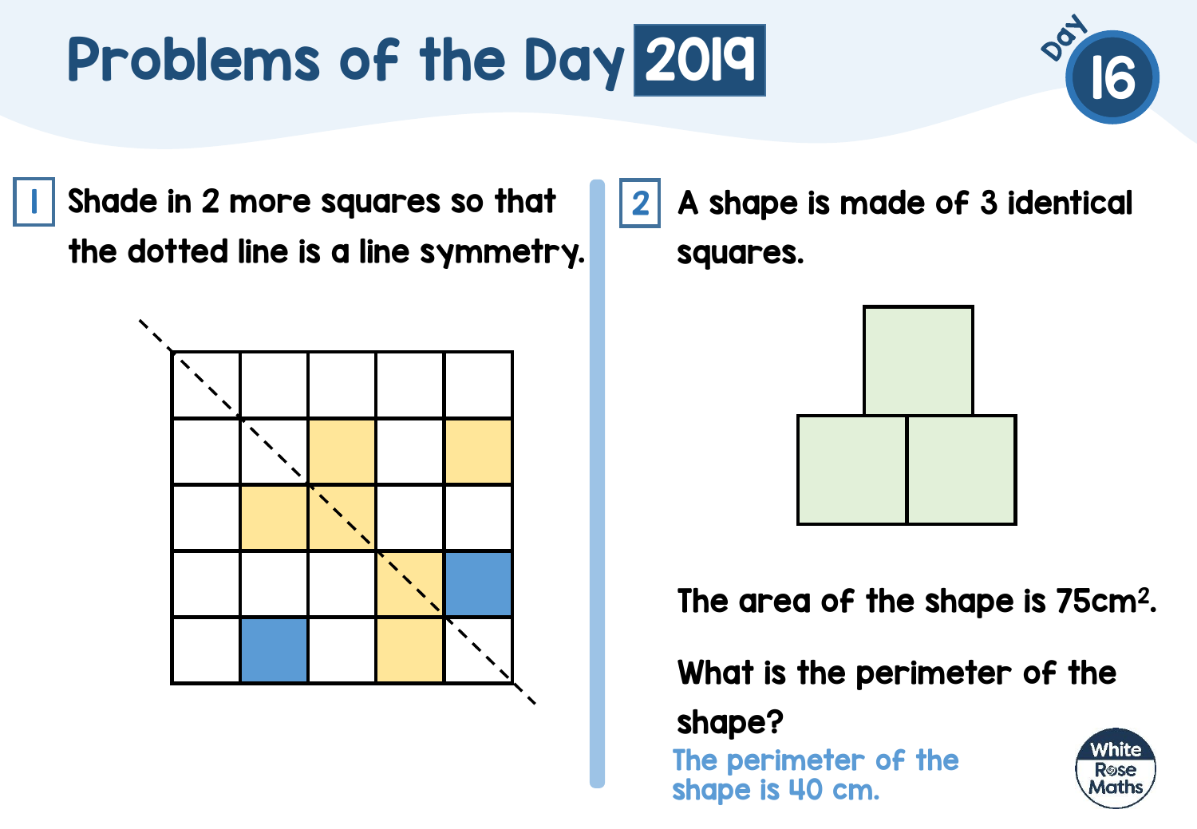# Problems of the Day 2019

Day 16

**1** Shade in 2 more squares so that the dotted line is a line symmetry.

**2** A shape is made of 3 identical squares.

The area of the shape is $75cm^2$.

What is the perimeter of the shape?

The perimeter of the shape is 40 cm.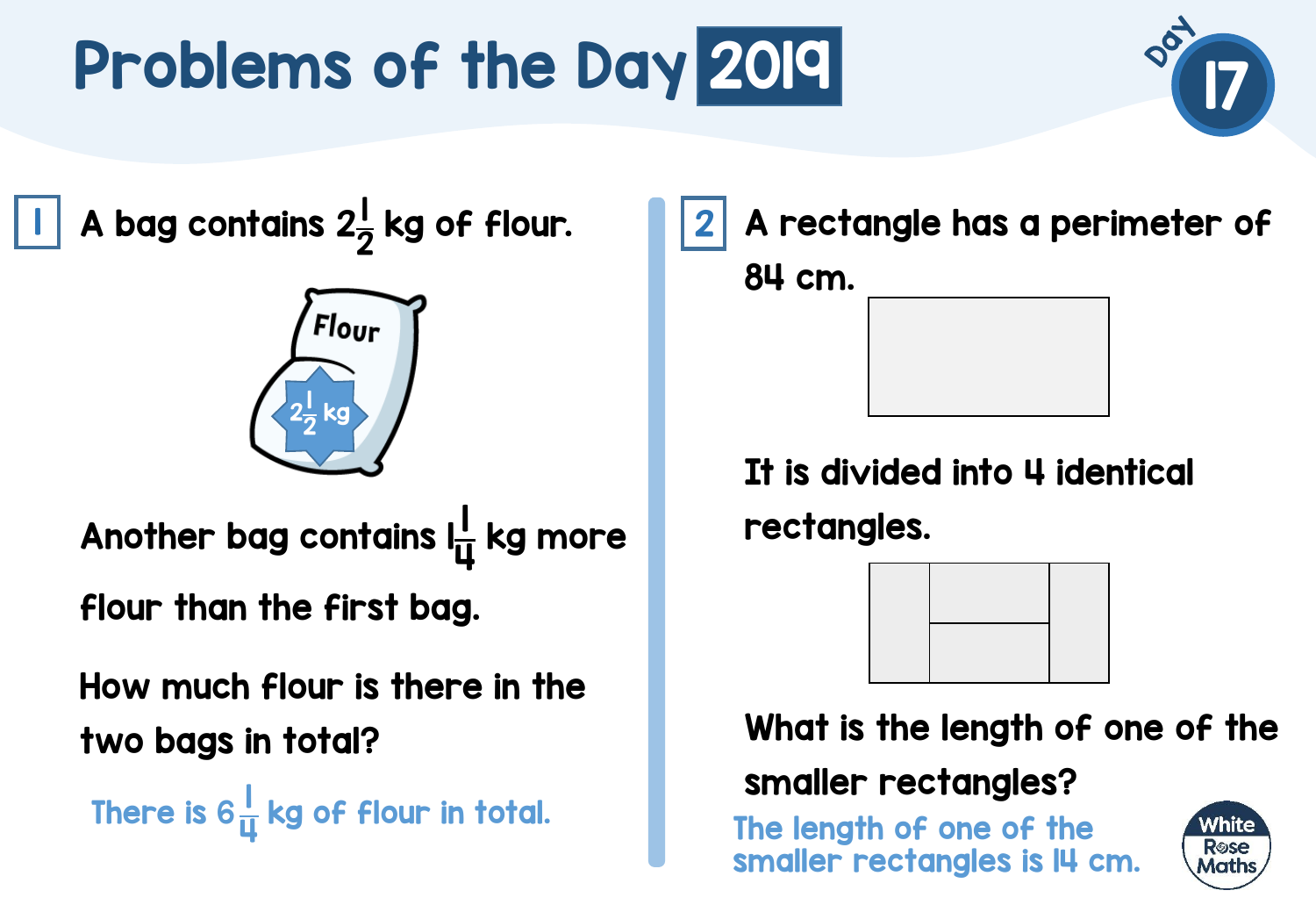# Problems of the Day 2019

Day 17

**1** A bag contains $2\frac{1}{2}$ kg of flour.

Flour $2\frac{1}{2}$ kg

Another bag contains $1\frac{1}{4}$ kg more flour than the first bag.

How much flour is there in the two bags in total?

There is $6\frac{1}{4}$ kg of flour in total.

**2** A rectangle has a perimeter of 84 cm.

It is divided into 4 identical rectangles.

What is the length of one of the smaller rectangles?

The length of one of the smaller rectangles is 14 cm.

White Rose Maths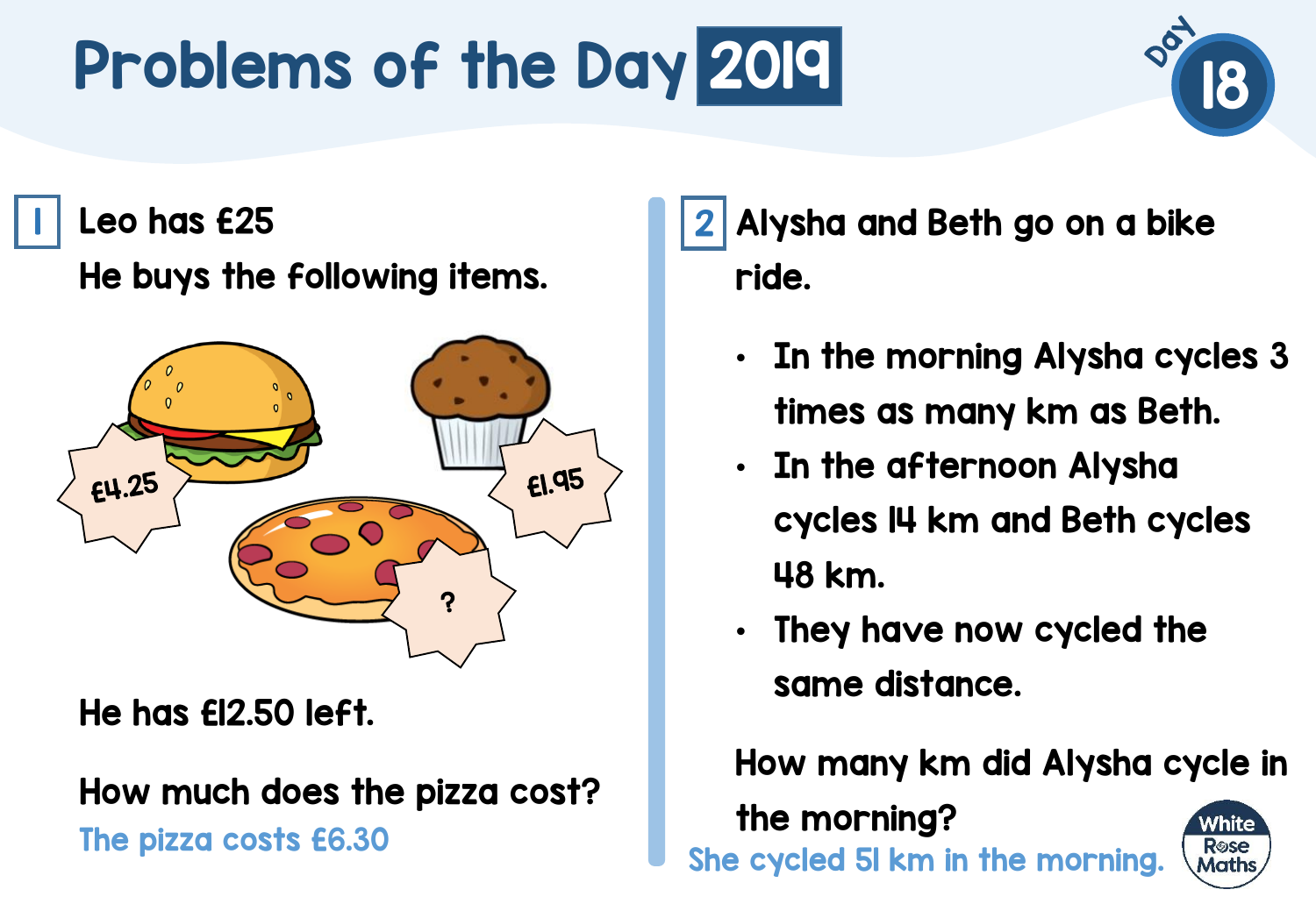# Problems of the Day 2019

Day 18

## 1

Leo has £25

He buys the following items.

£4.25

£1.95

?

He has £12.50 left.

How much does the pizza cost?

The pizza costs £6.30

## 2

Alysha and Beth go on a bike ride.

- In the morning Alysha cycles 3 times as many km as Beth.
- In the afternoon Alysha cycles 14 km and Beth cycles 48 km.
- They have now cycled the same distance.

How many km did Alysha cycle in the morning?

She cycled 51 km in the morning.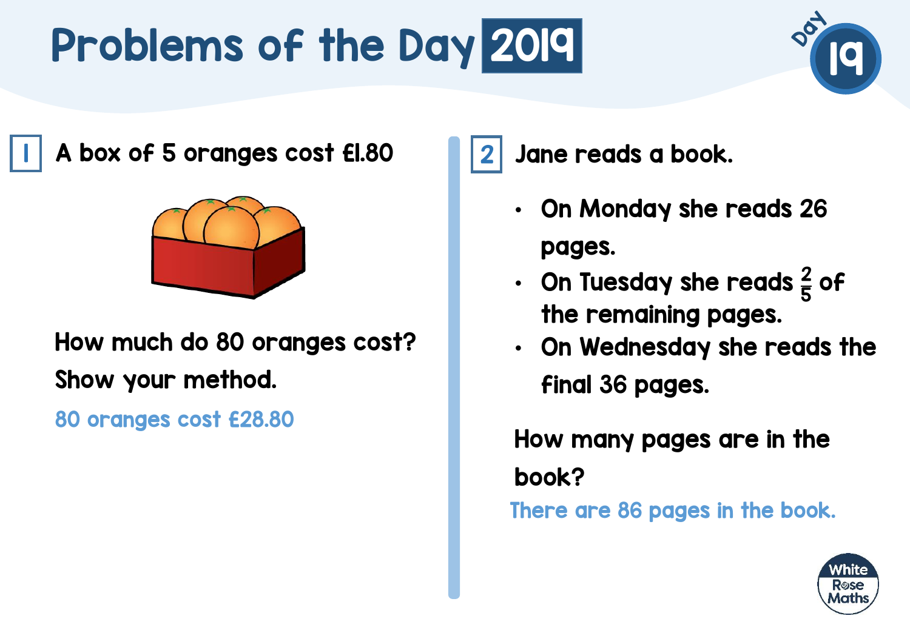# Problems of the Day 2019

Day 19

## 1

A box of 5 oranges cost £1.80

How much do 80 oranges cost?

Show your method.

80 oranges cost £28.80

## 2

Jane reads a book.

- On Monday she reads 26 pages.
- On Tuesday she reads $\frac{2}{5}$ of the remaining pages.
- On Wednesday she reads the final 36 pages.

How many pages are in the book?

There are 86 pages in the book.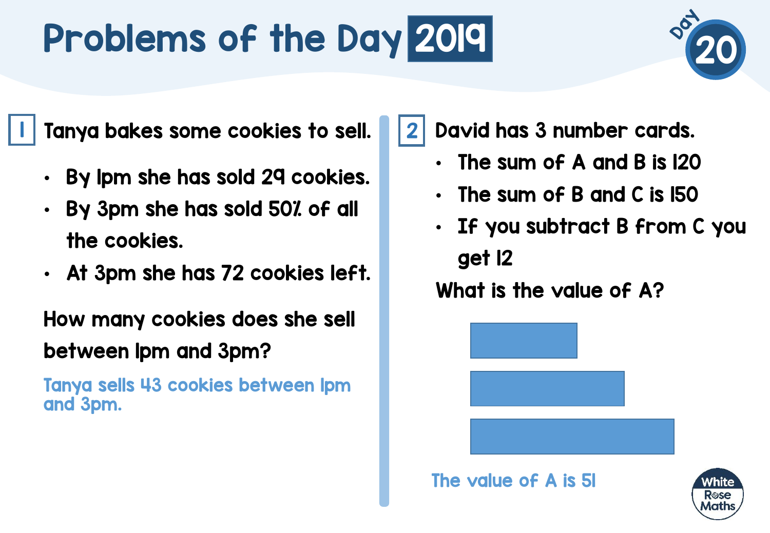# Problems of the Day 2019

Day 20

## 1

Tanya bakes some cookies to sell.

- By 1pm she has sold 29 cookies.
- By 3pm she has sold 50% of all the cookies.
- At 3pm she has 72 cookies left.

How many cookies does she sell between 1pm and 3pm?

Tanya sells 43 cookies between 1pm and 3pm.

## 2

David has 3 number cards.

- The sum of A and B is 120
- The sum of B and C is 150
- If you subtract B from C you get 12

What is the value of A?

The value of A is 51